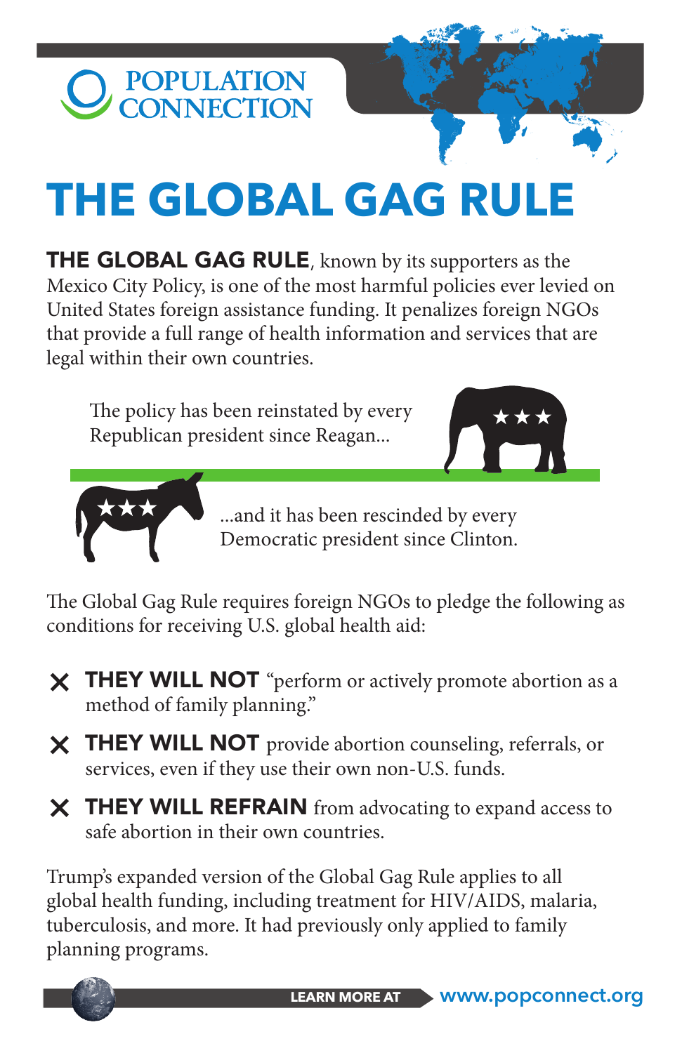POPULATION CONNECTION

# THE GLOBAL GAG RULE

**THE GLOBAL GAG RULE**, known by its supporters as the Mexico City Policy, is one of the most harmful policies ever levied on United States foreign assistance funding. It penalizes foreign NGOs that provide a full range of health information and services that are legal within their own countries.

The policy has been reinstated by every Republican president since Reagan...

...and it has been rescinded by every Democratic president since Clinton.

The Global Gag Rule requires foreign NGOs to pledge the following as conditions for receiving U.S. global health aid:

- ✕ **THEY WILL NOT** "perform or actively promote abortion as a method of family planning."
- ✕ **THEY WILL NOT** provide abortion counseling, referrals, or services, even if they use their own non-U.S. funds.
- ✕ **THEY WILL REFRAIN** from advocating to expand access to safe abortion in their own countries.

Trump's expanded version of the Global Gag Rule applies to all global health funding, including treatment for HIV/AIDS, malaria, tuberculosis, and more. It had previously only applied to family planning programs.

**LEARN MORE AT** www.popconnect.org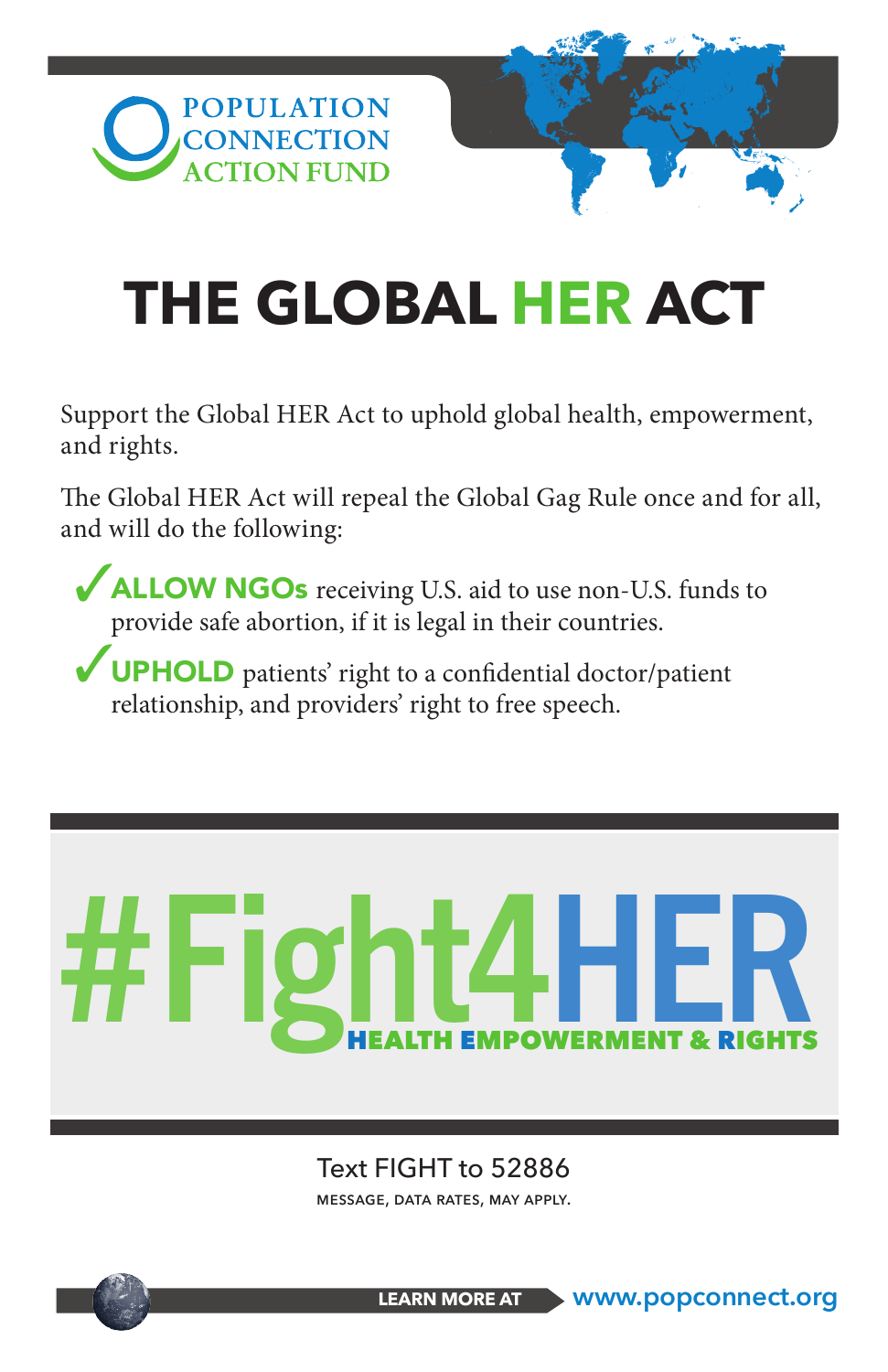POPULATION CONNECTION ACTION FUND

# THE GLOBAL HER ACT

Support the Global HER Act to uphold global health, empowerment, and rights.

The Global HER Act will repeal the Global Gag Rule once and for all, and will do the following:

- ✓ **ALLOW NGOs** receiving U.S. aid to use non-U.S. funds to provide safe abortion, if it is legal in their countries.
- ✓ **UPHOLD** patients' right to a confidential doctor/patient relationship, and providers' right to free speech.

## #Fight4HER

**HEALTH EMPOWERMENT & RIGHTS**

Text FIGHT to 52886

MESSAGE, DATA RATES, MAY APPLY.

**LEARN MORE AT** www.popconnect.org